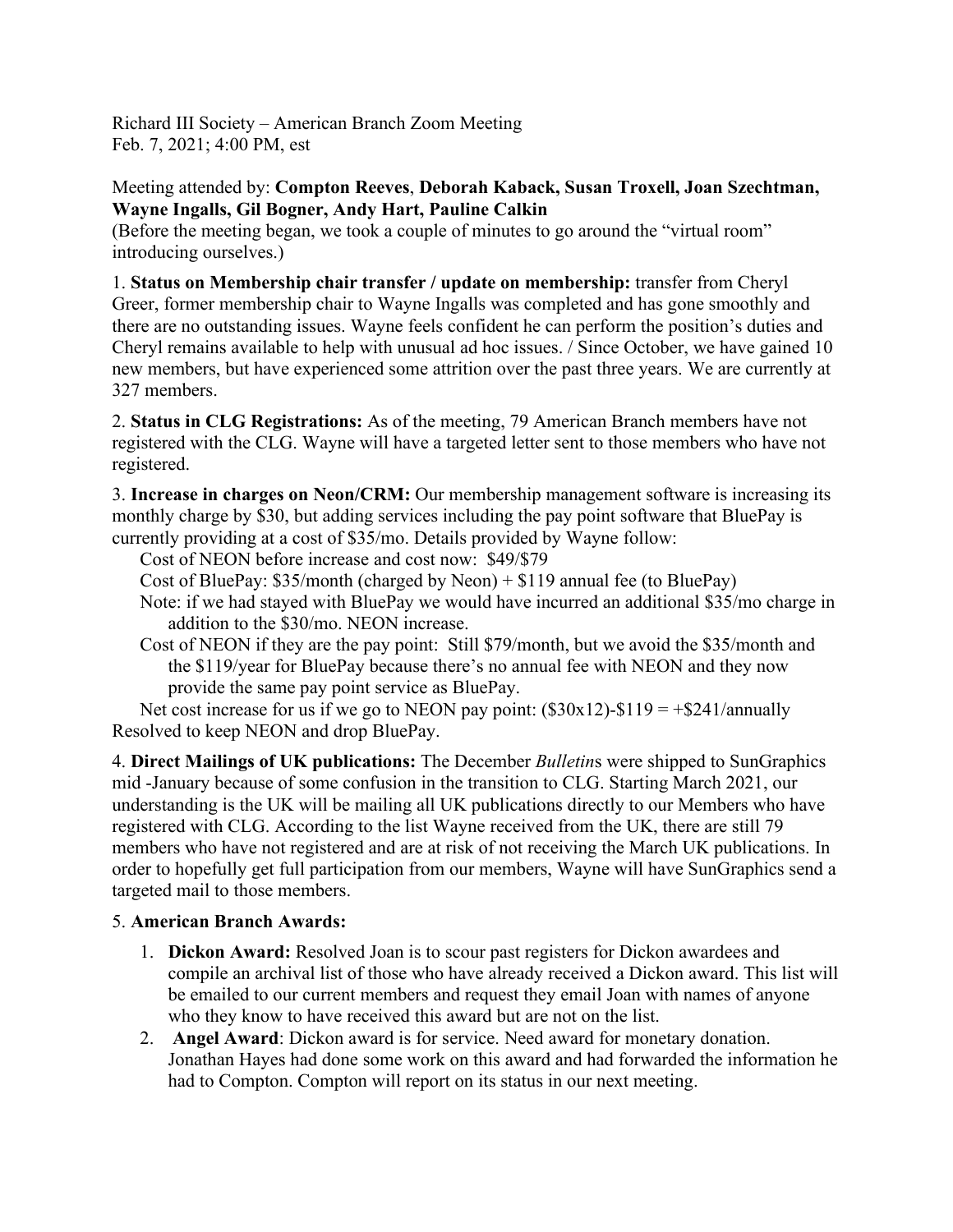Richard III Society – American Branch Zoom Meeting
Feb. 7, 2021; 4:00 PM, est

Meeting attended by: **Compton Reeves**, **Deborah Kaback, Susan Troxell, Joan Szechtman, Wayne Ingalls, Gil Bogner, Andy Hart, Pauline Calkin**
(Before the meeting began, we took a couple of minutes to go around the "virtual room" introducing ourselves.)

1. **Status on Membership chair transfer / update on membership:** transfer from Cheryl Greer, former membership chair to Wayne Ingalls was completed and has gone smoothly and there are no outstanding issues. Wayne feels confident he can perform the position's duties and Cheryl remains available to help with unusual ad hoc issues. / Since October, we have gained 10 new members, but have experienced some attrition over the past three years. We are currently at 327 members.

2. **Status in CLG Registrations:** As of the meeting, 79 American Branch members have not registered with the CLG. Wayne will have a targeted letter sent to those members who have not registered.

3. **Increase in charges on Neon/CRM:** Our membership management software is increasing its monthly charge by $30, but adding services including the pay point software that BluePay is currently providing at a cost of $35/mo. Details provided by Wayne follow:

   Cost of NEON before increase and cost now: $49/$79

   Cost of BluePay: $35/month (charged by Neon) + $119 annual fee (to BluePay)

   Note: if we had stayed with BluePay we would have incurred an additional $35/mo charge in addition to the $30/mo. NEON increase.

   Cost of NEON if they are the pay point: Still $79/month, but we avoid the $35/month and the $119/year for BluePay because there's no annual fee with NEON and they now provide the same pay point service as BluePay.

   Net cost increase for us if we go to NEON pay point: ($30x12)-$119 = +$241/annually

Resolved to keep NEON and drop BluePay.

4. **Direct Mailings of UK publications:** The December *Bulletin*s were shipped to SunGraphics mid -January because of some confusion in the transition to CLG. Starting March 2021, our understanding is the UK will be mailing all UK publications directly to our Members who have registered with CLG. According to the list Wayne received from the UK, there are still 79 members who have not registered and are at risk of not receiving the March UK publications. In order to hopefully get full participation from our members, Wayne will have SunGraphics send a targeted mail to those members.

5. **American Branch Awards:**

   1. **Dickon Award:** Resolved Joan is to scour past registers for Dickon awardees and compile an archival list of those who have already received a Dickon award. This list will be emailed to our current members and request they email Joan with names of anyone who they know to have received this award but are not on the list.
   2. **Angel Award**: Dickon award is for service. Need award for monetary donation. Jonathan Hayes had done some work on this award and had forwarded the information he had to Compton. Compton will report on its status in our next meeting.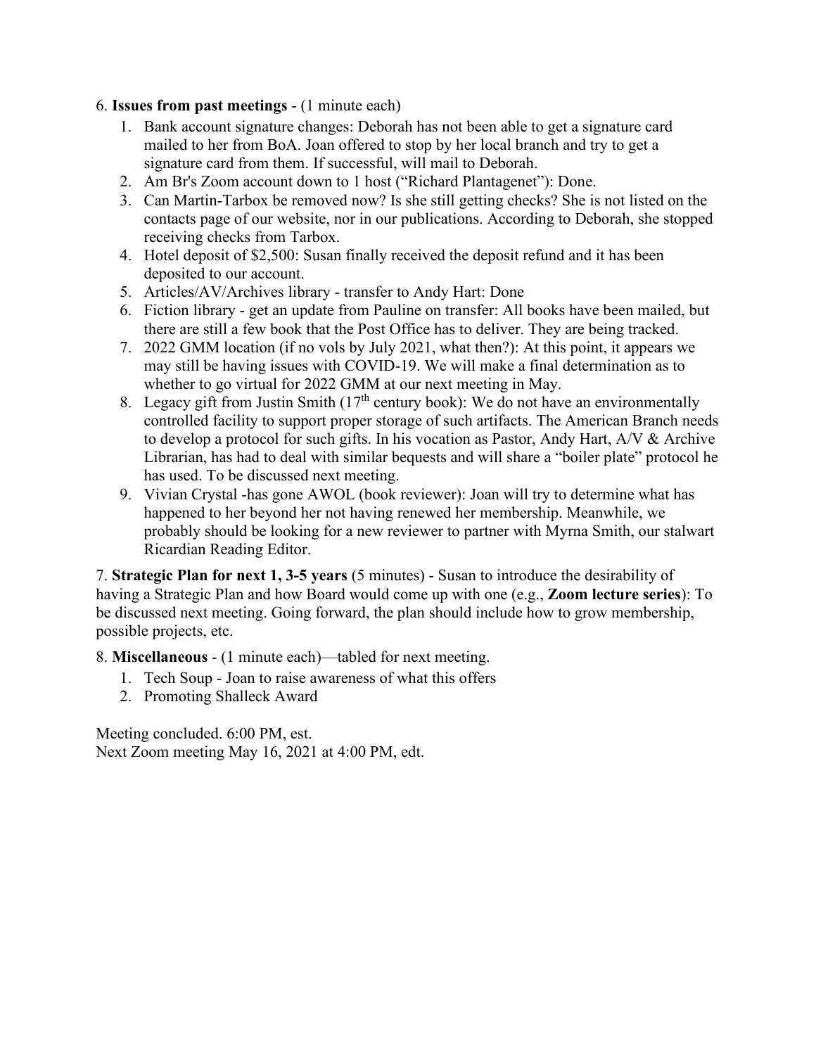6. **Issues from past meetings** - (1 minute each)

1. Bank account signature changes: Deborah has not been able to get a signature card mailed to her from BoA. Joan offered to stop by her local branch and try to get a signature card from them. If successful, will mail to Deborah.
2. Am Br's Zoom account down to 1 host ("Richard Plantagenet"): Done.
3. Can Martin-Tarbox be removed now? Is she still getting checks? She is not listed on the contacts page of our website, nor in our publications. According to Deborah, she stopped receiving checks from Tarbox.
4. Hotel deposit of $2,500: Susan finally received the deposit refund and it has been deposited to our account.
5. Articles/AV/Archives library - transfer to Andy Hart: Done
6. Fiction library - get an update from Pauline on transfer: All books have been mailed, but there are still a few book that the Post Office has to deliver. They are being tracked.
7. 2022 GMM location (if no vols by July 2021, what then?): At this point, it appears we may still be having issues with COVID-19. We will make a final determination as to whether to go virtual for 2022 GMM at our next meeting in May.
8. Legacy gift from Justin Smith (17th century book): We do not have an environmentally controlled facility to support proper storage of such artifacts. The American Branch needs to develop a protocol for such gifts. In his vocation as Pastor, Andy Hart, A/V & Archive Librarian, has had to deal with similar bequests and will share a "boiler plate" protocol he has used. To be discussed next meeting.
9. Vivian Crystal -has gone AWOL (book reviewer): Joan will try to determine what has happened to her beyond her not having renewed her membership. Meanwhile, we probably should be looking for a new reviewer to partner with Myrna Smith, our stalwart Ricardian Reading Editor.

7. **Strategic Plan for next 1, 3-5 years** (5 minutes) - Susan to introduce the desirability of having a Strategic Plan and how Board would come up with one (e.g., **Zoom lecture series**): To be discussed next meeting. Going forward, the plan should include how to grow membership, possible projects, etc.

8. **Miscellaneous** - (1 minute each)—tabled for next meeting.

1. Tech Soup - Joan to raise awareness of what this offers
2. Promoting Shalleck Award

Meeting concluded. 6:00 PM, est.
Next Zoom meeting May 16, 2021 at 4:00 PM, edt.